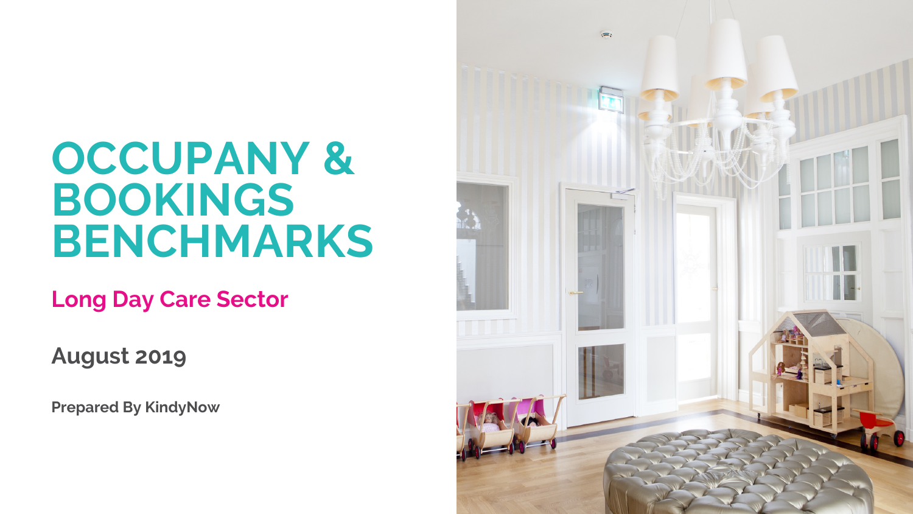# OCCUPANY & BOOKINGS BENCHMARKS

## Long Day Care Sector

**August 2019**

**Prepared By KindyNow**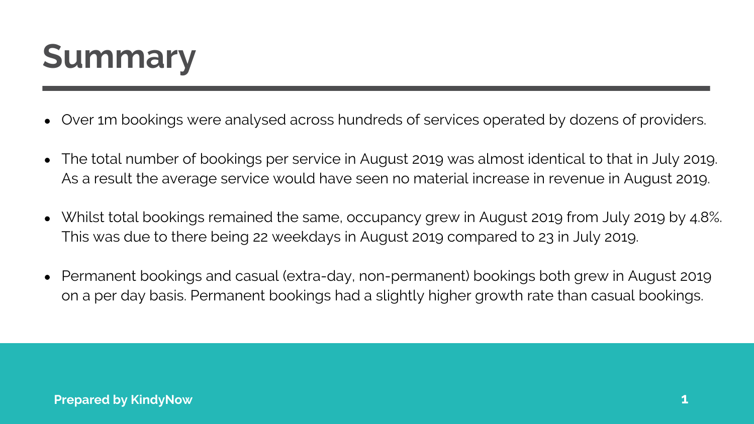# Summary

- Over 1m bookings were analysed across hundreds of services operated by dozens of providers.
- The total number of bookings per service in August 2019 was almost identical to that in July 2019. As a result the average service would have seen no material increase in revenue in August 2019.
- Whilst total bookings remained the same, occupancy grew in August 2019 from July 2019 by 4.8%. This was due to there being 22 weekdays in August 2019 compared to 23 in July 2019.
- Permanent bookings and casual (extra-day, non-permanent) bookings both grew in August 2019 on a per day basis. Permanent bookings had a slightly higher growth rate than casual bookings.

**Prepared by KindyNow**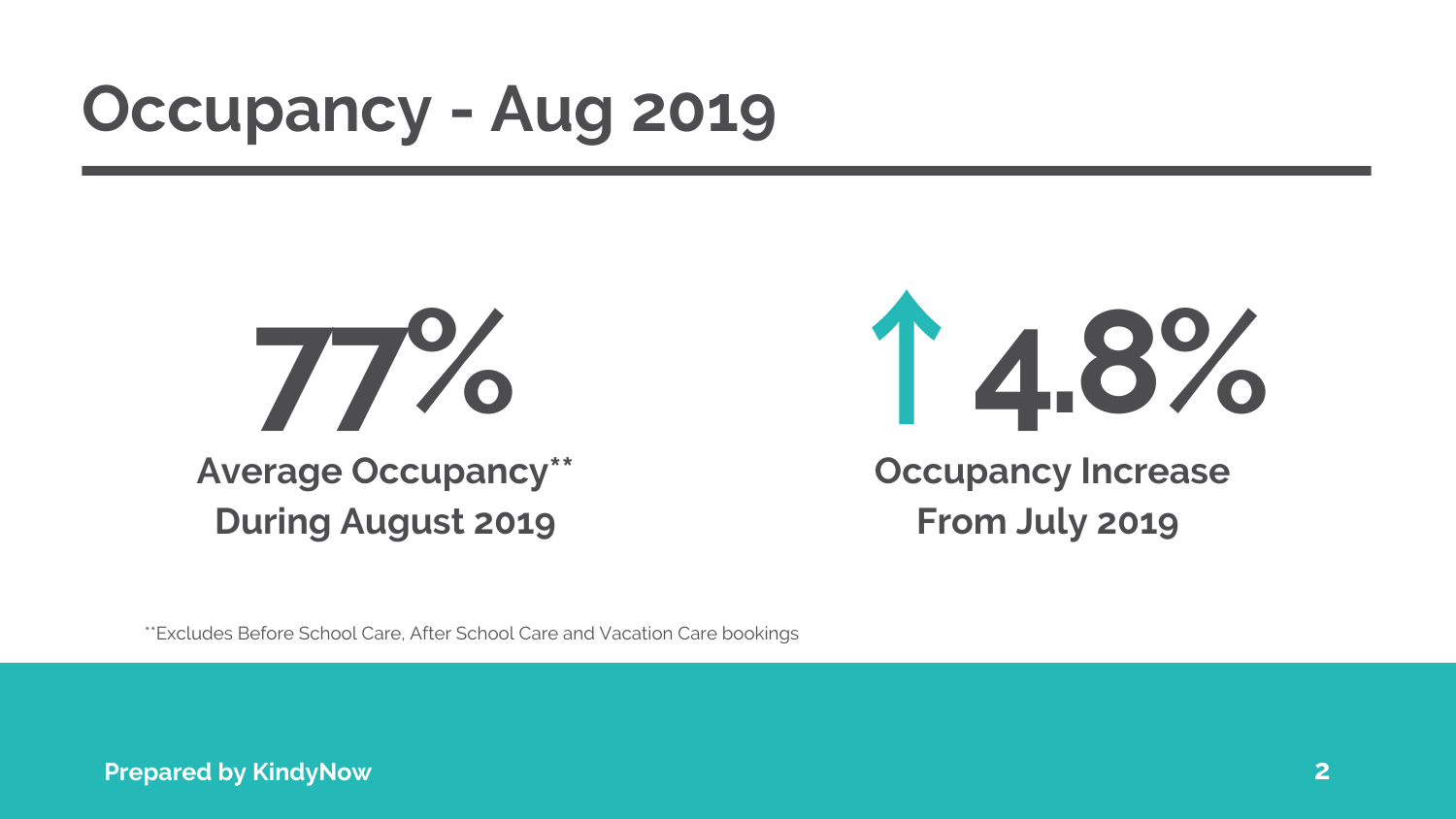# Occupancy - Aug 2019

**77%**

**Average Occupancy****
**During August 2019**

**↑ 4.8%**

**Occupancy Increase**
**From July 2019**

**Excludes Before School Care, After School Care and Vacation Care bookings

**Prepared by KindyNow**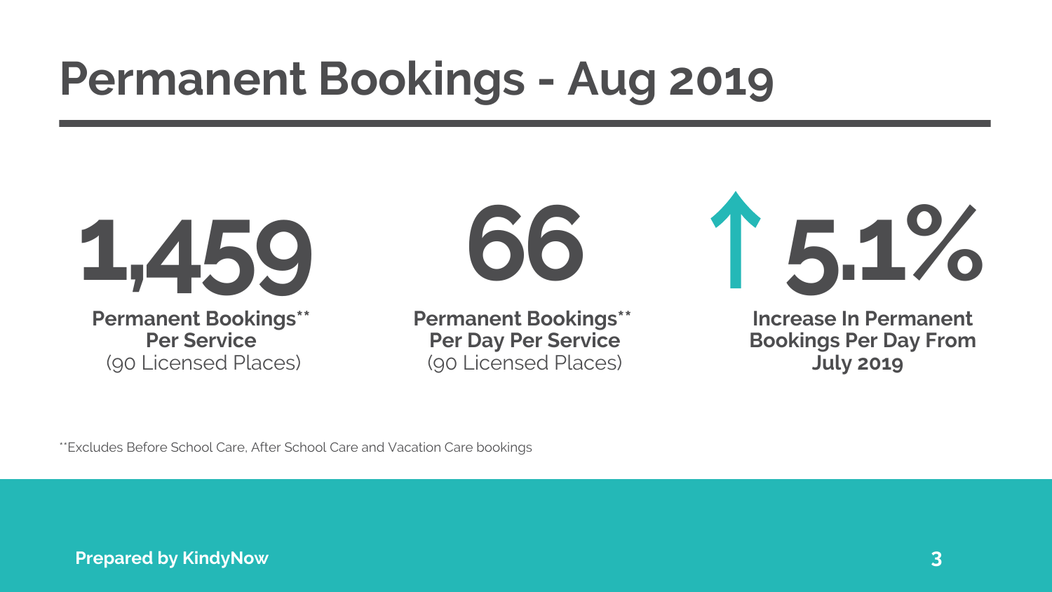# Permanent Bookings - Aug 2019

**1,459**

**Permanent Bookings\*\* Per Service**
(90 Licensed Places)

**66**

**Permanent Bookings\*\* Per Day Per Service**
(90 Licensed Places)

**↑ 5.1%**

**Increase In Permanent Bookings Per Day From July 2019**

\*\*Excludes Before School Care, After School Care and Vacation Care bookings

**Prepared by KindyNow**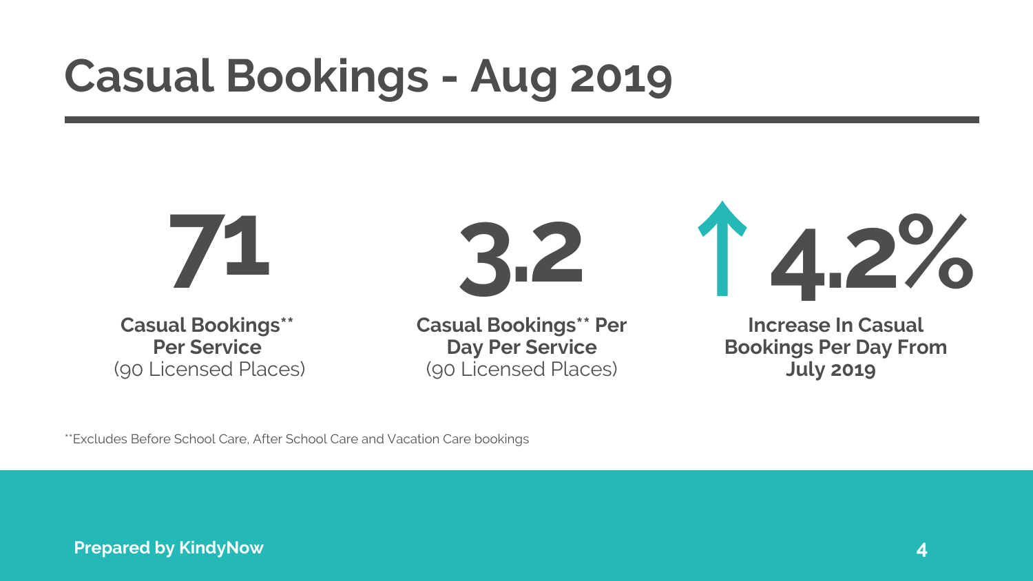# Casual Bookings - Aug 2019

**71**

**Casual Bookings\*\* Per Service**
(90 Licensed Places)

**3.2**

**Casual Bookings\*\* Per Day Per Service**
(90 Licensed Places)

**↑ 4.2%**

**Increase In Casual Bookings Per Day From July 2019**

\*\*Excludes Before School Care, After School Care and Vacation Care bookings

**Prepared by KindyNow**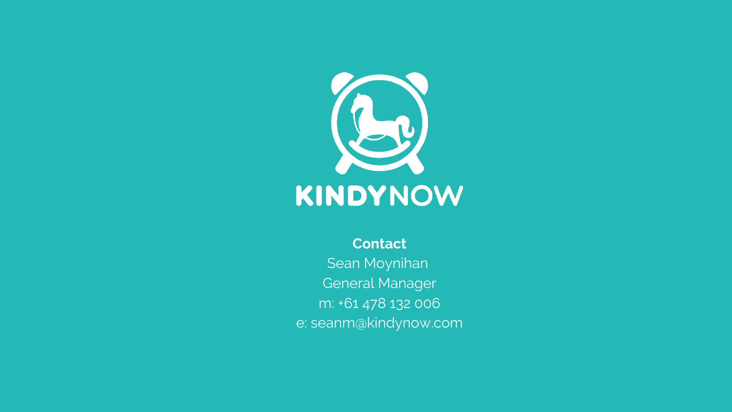KINDYNOW

**Contact**

Sean Moynihan

General Manager

m: +61 478 132 006

e: seanm@kindynow.com